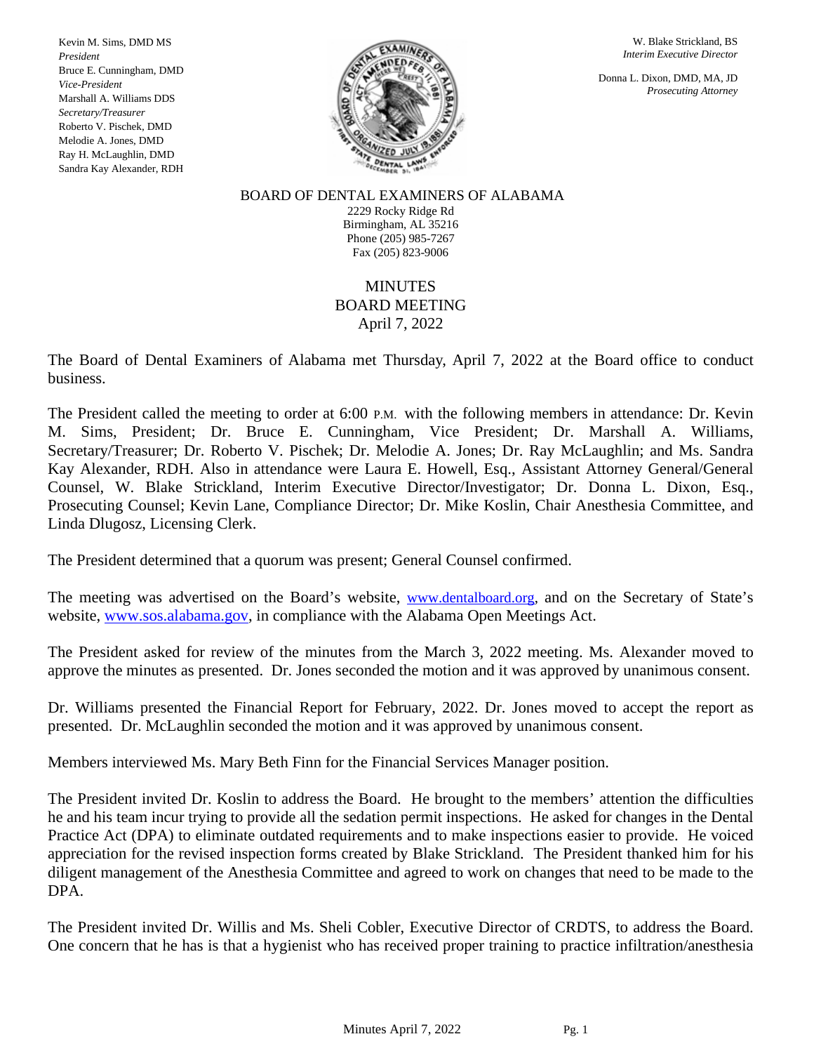Kevin M. Sims, DMD MS
*President*
Bruce E. Cunningham, DMD
*Vice-President*
Marshall A. Williams DDS
*Secretary/Treasurer*
Roberto V. Pischek, DMD
Melodie A. Jones, DMD
Ray H. McLaughlin, DMD
Sandra Kay Alexander, RDH

W. Blake Strickland, BS
*Interim Executive Director*

Donna L. Dixon, DMD, MA, JD
*Prosecuting Attorney*

BOARD OF DENTAL EXAMINERS OF ALABAMA
2229 Rocky Ridge Rd
Birmingham, AL 35216
Phone (205) 985-7267
Fax (205) 823-9006

# MINUTES
## BOARD MEETING
## April 7, 2022

The Board of Dental Examiners of Alabama met Thursday, April 7, 2022 at the Board office to conduct business.

The President called the meeting to order at 6:00 P.M. with the following members in attendance: Dr. Kevin M. Sims, President; Dr. Bruce E. Cunningham, Vice President; Dr. Marshall A. Williams, Secretary/Treasurer; Dr. Roberto V. Pischek; Dr. Melodie A. Jones; Dr. Ray McLaughlin; and Ms. Sandra Kay Alexander, RDH. Also in attendance were Laura E. Howell, Esq., Assistant Attorney General/General Counsel, W. Blake Strickland, Interim Executive Director/Investigator; Dr. Donna L. Dixon, Esq., Prosecuting Counsel; Kevin Lane, Compliance Director; Dr. Mike Koslin, Chair Anesthesia Committee, and Linda Dlugosz, Licensing Clerk.

The President determined that a quorum was present; General Counsel confirmed.

The meeting was advertised on the Board's website, www.dentalboard.org, and on the Secretary of State's website, www.sos.alabama.gov, in compliance with the Alabama Open Meetings Act.

The President asked for review of the minutes from the March 3, 2022 meeting. Ms. Alexander moved to approve the minutes as presented. Dr. Jones seconded the motion and it was approved by unanimous consent.

Dr. Williams presented the Financial Report for February, 2022. Dr. Jones moved to accept the report as presented. Dr. McLaughlin seconded the motion and it was approved by unanimous consent.

Members interviewed Ms. Mary Beth Finn for the Financial Services Manager position.

The President invited Dr. Koslin to address the Board. He brought to the members' attention the difficulties he and his team incur trying to provide all the sedation permit inspections. He asked for changes in the Dental Practice Act (DPA) to eliminate outdated requirements and to make inspections easier to provide. He voiced appreciation for the revised inspection forms created by Blake Strickland. The President thanked him for his diligent management of the Anesthesia Committee and agreed to work on changes that need to be made to the DPA.

The President invited Dr. Willis and Ms. Sheli Cobler, Executive Director of CRDTS, to address the Board. One concern that he has is that a hygienist who has received proper training to practice infiltration/anesthesia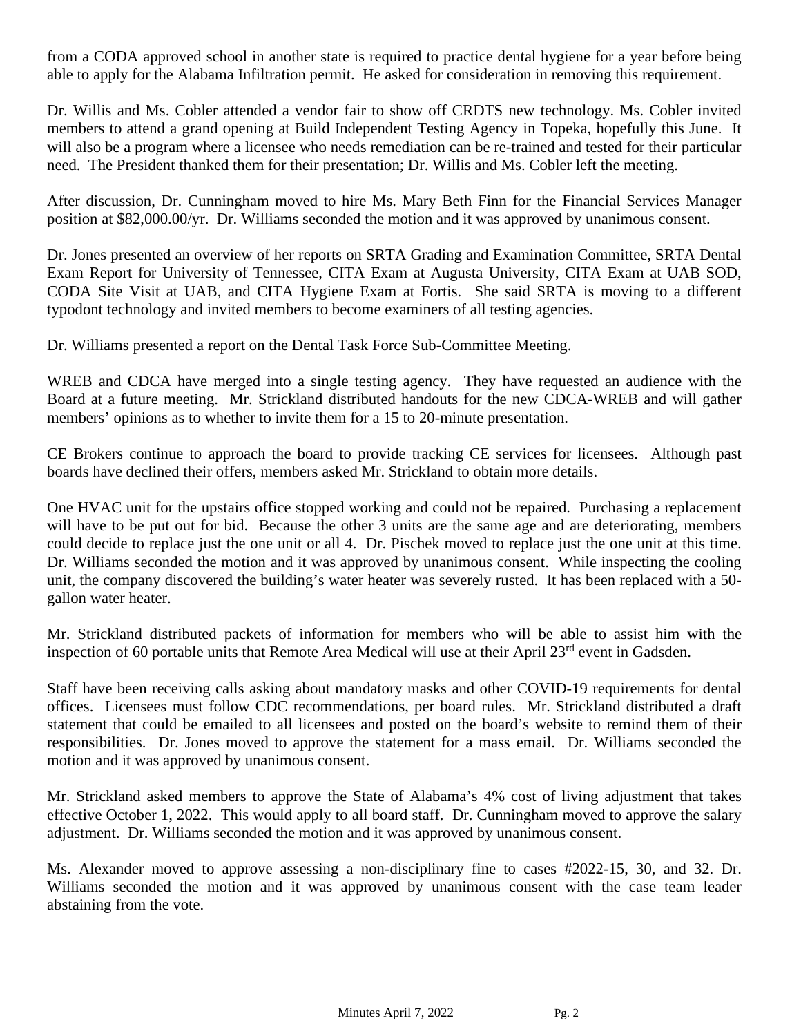from a CODA approved school in another state is required to practice dental hygiene for a year before being able to apply for the Alabama Infiltration permit. He asked for consideration in removing this requirement.

Dr. Willis and Ms. Cobler attended a vendor fair to show off CRDTS new technology. Ms. Cobler invited members to attend a grand opening at Build Independent Testing Agency in Topeka, hopefully this June. It will also be a program where a licensee who needs remediation can be re-trained and tested for their particular need. The President thanked them for their presentation; Dr. Willis and Ms. Cobler left the meeting.

After discussion, Dr. Cunningham moved to hire Ms. Mary Beth Finn for the Financial Services Manager position at $82,000.00/yr. Dr. Williams seconded the motion and it was approved by unanimous consent.

Dr. Jones presented an overview of her reports on SRTA Grading and Examination Committee, SRTA Dental Exam Report for University of Tennessee, CITA Exam at Augusta University, CITA Exam at UAB SOD, CODA Site Visit at UAB, and CITA Hygiene Exam at Fortis. She said SRTA is moving to a different typodont technology and invited members to become examiners of all testing agencies.

Dr. Williams presented a report on the Dental Task Force Sub-Committee Meeting.

WREB and CDCA have merged into a single testing agency. They have requested an audience with the Board at a future meeting. Mr. Strickland distributed handouts for the new CDCA-WREB and will gather members' opinions as to whether to invite them for a 15 to 20-minute presentation.

CE Brokers continue to approach the board to provide tracking CE services for licensees. Although past boards have declined their offers, members asked Mr. Strickland to obtain more details.

One HVAC unit for the upstairs office stopped working and could not be repaired. Purchasing a replacement will have to be put out for bid. Because the other 3 units are the same age and are deteriorating, members could decide to replace just the one unit or all 4. Dr. Pischek moved to replace just the one unit at this time. Dr. Williams seconded the motion and it was approved by unanimous consent. While inspecting the cooling unit, the company discovered the building's water heater was severely rusted. It has been replaced with a 50-gallon water heater.

Mr. Strickland distributed packets of information for members who will be able to assist him with the inspection of 60 portable units that Remote Area Medical will use at their April 23rd event in Gadsden.

Staff have been receiving calls asking about mandatory masks and other COVID-19 requirements for dental offices. Licensees must follow CDC recommendations, per board rules. Mr. Strickland distributed a draft statement that could be emailed to all licensees and posted on the board's website to remind them of their responsibilities. Dr. Jones moved to approve the statement for a mass email. Dr. Williams seconded the motion and it was approved by unanimous consent.

Mr. Strickland asked members to approve the State of Alabama's 4% cost of living adjustment that takes effective October 1, 2022. This would apply to all board staff. Dr. Cunningham moved to approve the salary adjustment. Dr. Williams seconded the motion and it was approved by unanimous consent.

Ms. Alexander moved to approve assessing a non-disciplinary fine to cases #2022-15, 30, and 32. Dr. Williams seconded the motion and it was approved by unanimous consent with the case team leader abstaining from the vote.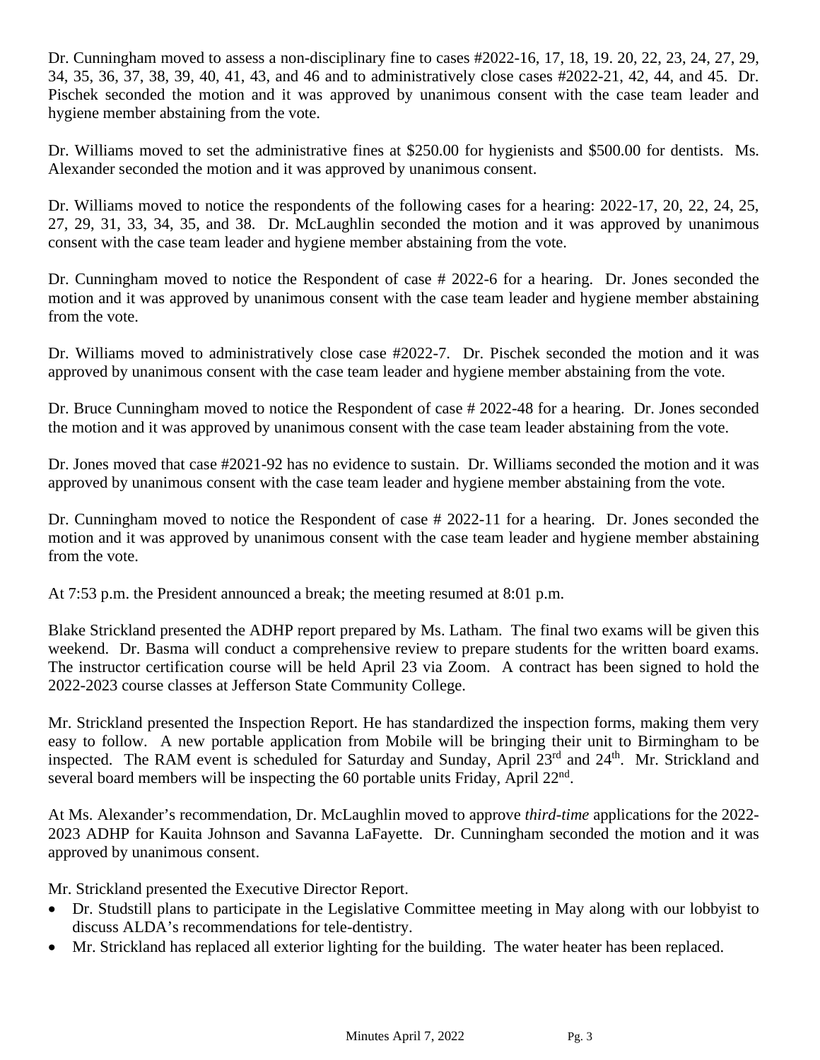Dr. Cunningham moved to assess a non-disciplinary fine to cases #2022-16, 17, 18, 19. 20, 22, 23, 24, 27, 29, 34, 35, 36, 37, 38, 39, 40, 41, 43, and 46 and to administratively close cases #2022-21, 42, 44, and 45. Dr. Pischek seconded the motion and it was approved by unanimous consent with the case team leader and hygiene member abstaining from the vote.

Dr. Williams moved to set the administrative fines at $250.00 for hygienists and $500.00 for dentists. Ms. Alexander seconded the motion and it was approved by unanimous consent.

Dr. Williams moved to notice the respondents of the following cases for a hearing: 2022-17, 20, 22, 24, 25, 27, 29, 31, 33, 34, 35, and 38. Dr. McLaughlin seconded the motion and it was approved by unanimous consent with the case team leader and hygiene member abstaining from the vote.

Dr. Cunningham moved to notice the Respondent of case # 2022-6 for a hearing. Dr. Jones seconded the motion and it was approved by unanimous consent with the case team leader and hygiene member abstaining from the vote.

Dr. Williams moved to administratively close case #2022-7. Dr. Pischek seconded the motion and it was approved by unanimous consent with the case team leader and hygiene member abstaining from the vote.

Dr. Bruce Cunningham moved to notice the Respondent of case # 2022-48 for a hearing. Dr. Jones seconded the motion and it was approved by unanimous consent with the case team leader abstaining from the vote.

Dr. Jones moved that case #2021-92 has no evidence to sustain. Dr. Williams seconded the motion and it was approved by unanimous consent with the case team leader and hygiene member abstaining from the vote.

Dr. Cunningham moved to notice the Respondent of case # 2022-11 for a hearing. Dr. Jones seconded the motion and it was approved by unanimous consent with the case team leader and hygiene member abstaining from the vote.

At 7:53 p.m. the President announced a break; the meeting resumed at 8:01 p.m.

Blake Strickland presented the ADHP report prepared by Ms. Latham. The final two exams will be given this weekend. Dr. Basma will conduct a comprehensive review to prepare students for the written board exams. The instructor certification course will be held April 23 via Zoom. A contract has been signed to hold the 2022-2023 course classes at Jefferson State Community College.

Mr. Strickland presented the Inspection Report. He has standardized the inspection forms, making them very easy to follow. A new portable application from Mobile will be bringing their unit to Birmingham to be inspected. The RAM event is scheduled for Saturday and Sunday, April 23rd and 24th. Mr. Strickland and several board members will be inspecting the 60 portable units Friday, April 22nd.

At Ms. Alexander's recommendation, Dr. McLaughlin moved to approve *third-time* applications for the 2022-2023 ADHP for Kauita Johnson and Savanna LaFayette. Dr. Cunningham seconded the motion and it was approved by unanimous consent.

Mr. Strickland presented the Executive Director Report.

- Dr. Studstill plans to participate in the Legislative Committee meeting in May along with our lobbyist to discuss ALDA's recommendations for tele-dentistry.
- Mr. Strickland has replaced all exterior lighting for the building. The water heater has been replaced.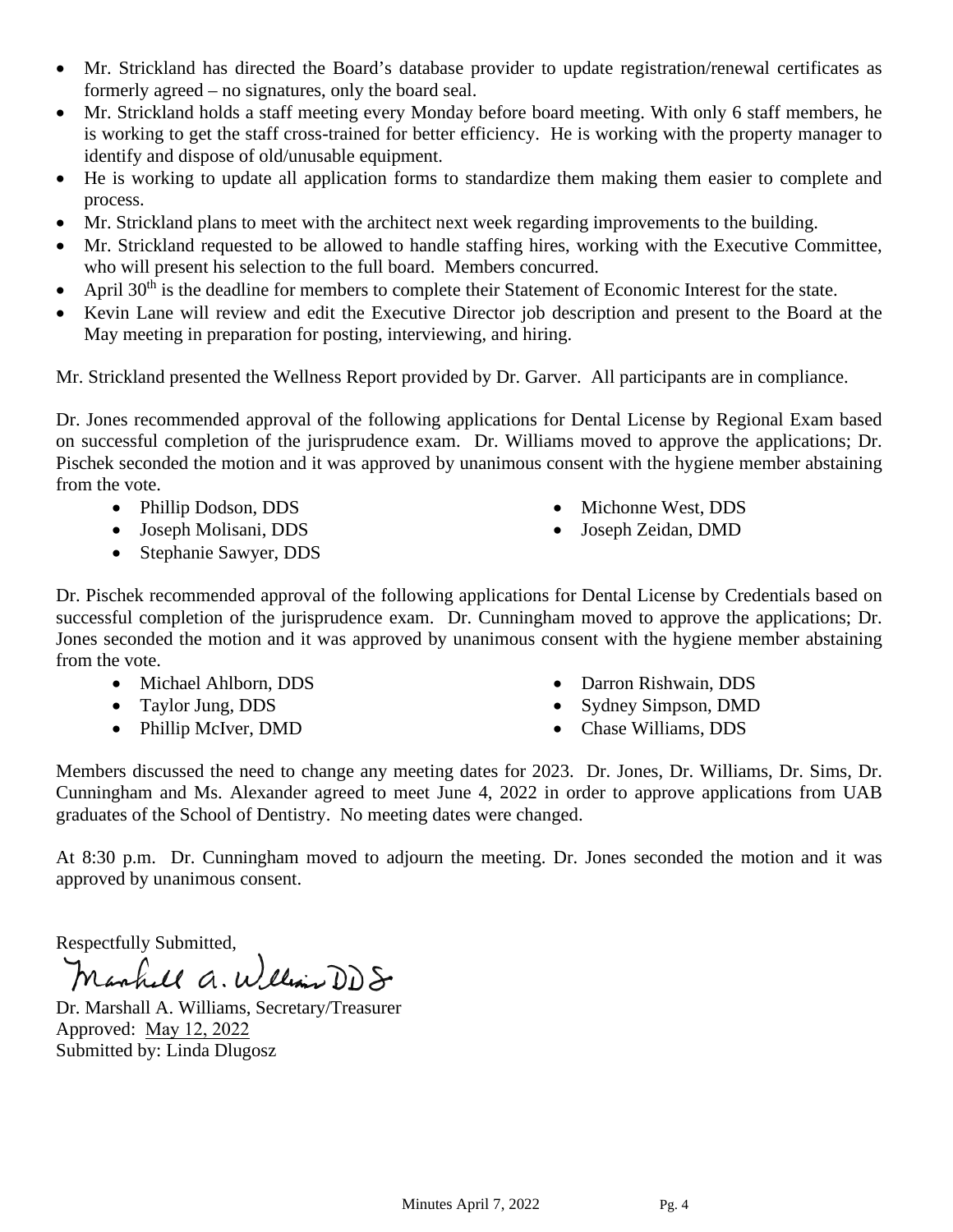- Mr. Strickland has directed the Board's database provider to update registration/renewal certificates as formerly agreed – no signatures, only the board seal.
- Mr. Strickland holds a staff meeting every Monday before board meeting. With only 6 staff members, he is working to get the staff cross-trained for better efficiency. He is working with the property manager to identify and dispose of old/unusable equipment.
- He is working to update all application forms to standardize them making them easier to complete and process.
- Mr. Strickland plans to meet with the architect next week regarding improvements to the building.
- Mr. Strickland requested to be allowed to handle staffing hires, working with the Executive Committee, who will present his selection to the full board. Members concurred.
- April 30th is the deadline for members to complete their Statement of Economic Interest for the state.
- Kevin Lane will review and edit the Executive Director job description and present to the Board at the May meeting in preparation for posting, interviewing, and hiring.

Mr. Strickland presented the Wellness Report provided by Dr. Garver. All participants are in compliance.

Dr. Jones recommended approval of the following applications for Dental License by Regional Exam based on successful completion of the jurisprudence exam. Dr. Williams moved to approve the applications; Dr. Pischek seconded the motion and it was approved by unanimous consent with the hygiene member abstaining from the vote.

- Phillip Dodson, DDS
- Joseph Molisani, DDS
- Stephanie Sawyer, DDS
- Michonne West, DDS
- Joseph Zeidan, DMD

Dr. Pischek recommended approval of the following applications for Dental License by Credentials based on successful completion of the jurisprudence exam. Dr. Cunningham moved to approve the applications; Dr. Jones seconded the motion and it was approved by unanimous consent with the hygiene member abstaining from the vote.

- Michael Ahlborn, DDS
- Taylor Jung, DDS
- Phillip McIver, DMD
- Darron Rishwain, DDS
- Sydney Simpson, DMD
- Chase Williams, DDS

Members discussed the need to change any meeting dates for 2023. Dr. Jones, Dr. Williams, Dr. Sims, Dr. Cunningham and Ms. Alexander agreed to meet June 4, 2022 in order to approve applications from UAB graduates of the School of Dentistry. No meeting dates were changed.

At 8:30 p.m. Dr. Cunningham moved to adjourn the meeting. Dr. Jones seconded the motion and it was approved by unanimous consent.

Respectfully Submitted,

Marshall A. Williams DDS

Dr. Marshall A. Williams, Secretary/Treasurer
Approved: May 12, 2022
Submitted by: Linda Dlugosz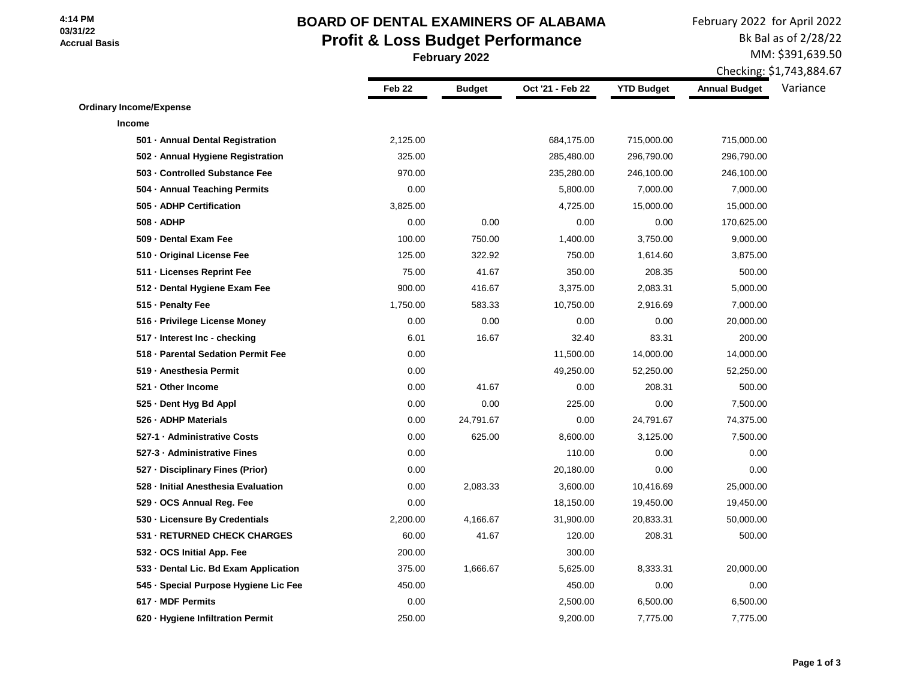4:14 PM
03/31/22
Accrual Basis

# BOARD OF DENTAL EXAMINERS OF ALABAMA
## Profit & Loss Budget Performance
**February 2022**

February 2022 for April 2022
Bk Bal as of 2/28/22
MM: $391,639.50
Checking: $1,743,884.67

| | Feb 22 | Budget | Oct '21 - Feb 22 | YTD Budget | Annual Budget | Variance |
|---|---|---|---|---|---|---|
| **Ordinary Income/Expense** | | | | | | |
| **Income** | | | | | | |
| **501 · Annual Dental Registration** | 2,125.00 | | 684,175.00 | 715,000.00 | 715,000.00 | |
| **502 · Annual Hygiene Registration** | 325.00 | | 285,480.00 | 296,790.00 | 296,790.00 | |
| **503 · Controlled Substance Fee** | 970.00 | | 235,280.00 | 246,100.00 | 246,100.00 | |
| **504 · Annual Teaching Permits** | 0.00 | | 5,800.00 | 7,000.00 | 7,000.00 | |
| **505 · ADHP Certification** | 3,825.00 | | 4,725.00 | 15,000.00 | 15,000.00 | |
| **508 · ADHP** | 0.00 | 0.00 | 0.00 | 0.00 | 170,625.00 | |
| **509 · Dental Exam Fee** | 100.00 | 750.00 | 1,400.00 | 3,750.00 | 9,000.00 | |
| **510 · Original License Fee** | 125.00 | 322.92 | 750.00 | 1,614.60 | 3,875.00 | |
| **511 · Licenses Reprint Fee** | 75.00 | 41.67 | 350.00 | 208.35 | 500.00 | |
| **512 · Dental Hygiene Exam Fee** | 900.00 | 416.67 | 3,375.00 | 2,083.31 | 5,000.00 | |
| **515 · Penalty Fee** | 1,750.00 | 583.33 | 10,750.00 | 2,916.69 | 7,000.00 | |
| **516 · Privilege License Money** | 0.00 | 0.00 | 0.00 | 0.00 | 20,000.00 | |
| **517 · Interest Inc - checking** | 6.01 | 16.67 | 32.40 | 83.31 | 200.00 | |
| **518 · Parental Sedation Permit Fee** | 0.00 | | 11,500.00 | 14,000.00 | 14,000.00 | |
| **519 · Anesthesia Permit** | 0.00 | | 49,250.00 | 52,250.00 | 52,250.00 | |
| **521 · Other Income** | 0.00 | 41.67 | 0.00 | 208.31 | 500.00 | |
| **525 · Dent Hyg Bd Appl** | 0.00 | 0.00 | 225.00 | 0.00 | 7,500.00 | |
| **526 · ADHP Materials** | 0.00 | 24,791.67 | 0.00 | 24,791.67 | 74,375.00 | |
| **527-1 · Administrative Costs** | 0.00 | 625.00 | 8,600.00 | 3,125.00 | 7,500.00 | |
| **527-3 · Administrative Fines** | 0.00 | | 110.00 | 0.00 | 0.00 | |
| **527 · Disciplinary Fines (Prior)** | 0.00 | | 20,180.00 | 0.00 | 0.00 | |
| **528 · Initial Anesthesia Evaluation** | 0.00 | 2,083.33 | 3,600.00 | 10,416.69 | 25,000.00 | |
| **529 · OCS Annual Reg. Fee** | 0.00 | | 18,150.00 | 19,450.00 | 19,450.00 | |
| **530 · Licensure By Credentials** | 2,200.00 | 4,166.67 | 31,900.00 | 20,833.31 | 50,000.00 | |
| **531 · RETURNED CHECK CHARGES** | 60.00 | 41.67 | 120.00 | 208.31 | 500.00 | |
| **532 · OCS Initial App. Fee** | 200.00 | | 300.00 | | | |
| **533 · Dental Lic. Bd Exam Application** | 375.00 | 1,666.67 | 5,625.00 | 8,333.31 | 20,000.00 | |
| **545 · Special Purpose Hygiene Lic Fee** | 450.00 | | 450.00 | 0.00 | 0.00 | |
| **617 · MDF Permits** | 0.00 | | 2,500.00 | 6,500.00 | 6,500.00 | |
| **620 · Hygiene Infiltration Permit** | 250.00 | | 9,200.00 | 7,775.00 | 7,775.00 | |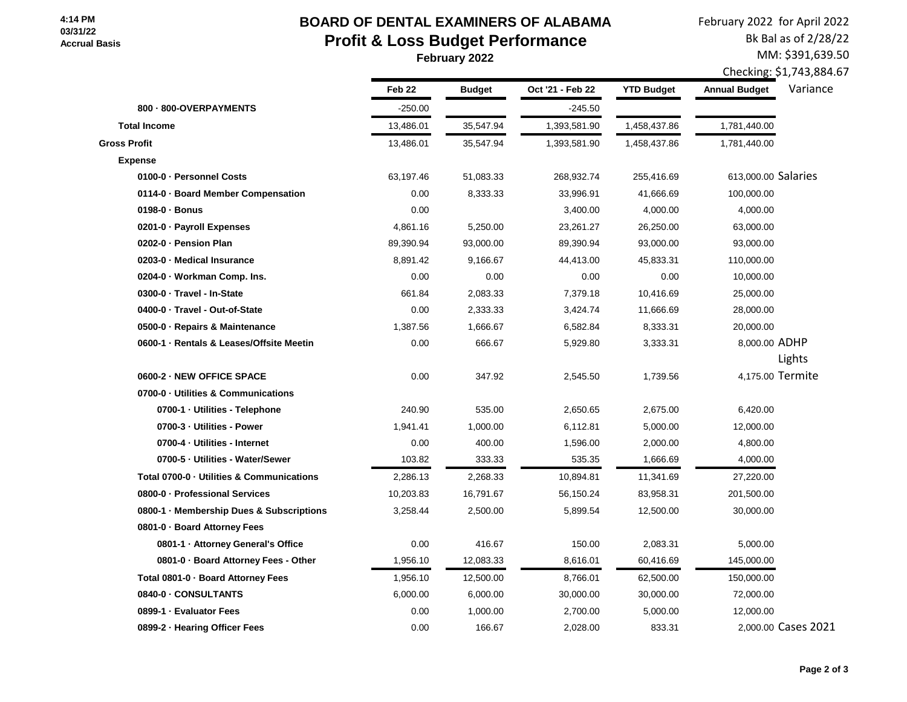4:14 PM
03/31/22
Accrual Basis

# BOARD OF DENTAL EXAMINERS OF ALABAMA
## Profit & Loss Budget Performance
**February 2022**

February 2022 for April 2022
Bk Bal as of 2/28/22
MM: $391,639.50
Checking: $1,743,884.67

| | Feb 22 | Budget | Oct '21 - Feb 22 | YTD Budget | Annual Budget | Variance |
|---|---|---|---|---|---|---|
| 800 · 800-OVERPAYMENTS | -250.00 | | -245.50 | | | |
| **Total Income** | 13,486.01 | 35,547.94 | 1,393,581.90 | 1,458,437.86 | 1,781,440.00 | |
| **Gross Profit** | 13,486.01 | 35,547.94 | 1,393,581.90 | 1,458,437.86 | 1,781,440.00 | |
| **Expense** | | | | | | |
| 0100-0 · Personnel Costs | 63,197.46 | 51,083.33 | 268,932.74 | 255,416.69 | 613,000.00 | Salaries |
| 0114-0 · Board Member Compensation | 0.00 | 8,333.33 | 33,996.91 | 41,666.69 | 100,000.00 | |
| 0198-0 · Bonus | 0.00 | | 3,400.00 | 4,000.00 | 4,000.00 | |
| 0201-0 · Payroll Expenses | 4,861.16 | 5,250.00 | 23,261.27 | 26,250.00 | 63,000.00 | |
| 0202-0 · Pension Plan | 89,390.94 | 93,000.00 | 89,390.94 | 93,000.00 | 93,000.00 | |
| 0203-0 · Medical Insurance | 8,891.42 | 9,166.67 | 44,413.00 | 45,833.31 | 110,000.00 | |
| 0204-0 · Workman Comp. Ins. | 0.00 | 0.00 | 0.00 | 0.00 | 10,000.00 | |
| 0300-0 · Travel - In-State | 661.84 | 2,083.33 | 7,379.18 | 10,416.69 | 25,000.00 | |
| 0400-0 · Travel - Out-of-State | 0.00 | 2,333.33 | 3,424.74 | 11,666.69 | 28,000.00 | |
| 0500-0 · Repairs & Maintenance | 1,387.56 | 1,666.67 | 6,582.84 | 8,333.31 | 20,000.00 | |
| 0600-1 · Rentals & Leases/Offsite Meetin | 0.00 | 666.67 | 5,929.80 | 3,333.31 | 8,000.00 | ADHP Lights |
| 0600-2 · NEW OFFICE SPACE | 0.00 | 347.92 | 2,545.50 | 1,739.56 | 4,175.00 | Termite |
| 0700-0 · Utilities & Communications | | | | | | |
| 0700-1 · Utilities - Telephone | 240.90 | 535.00 | 2,650.65 | 2,675.00 | 6,420.00 | |
| 0700-3 · Utilities - Power | 1,941.41 | 1,000.00 | 6,112.81 | 5,000.00 | 12,000.00 | |
| 0700-4 · Utilities - Internet | 0.00 | 400.00 | 1,596.00 | 2,000.00 | 4,800.00 | |
| 0700-5 · Utilities - Water/Sewer | 103.82 | 333.33 | 535.35 | 1,666.69 | 4,000.00 | |
| Total 0700-0 · Utilities & Communications | 2,286.13 | 2,268.33 | 10,894.81 | 11,341.69 | 27,220.00 | |
| 0800-0 · Professional Services | 10,203.83 | 16,791.67 | 56,150.24 | 83,958.31 | 201,500.00 | |
| 0800-1 · Membership Dues & Subscriptions | 3,258.44 | 2,500.00 | 5,899.54 | 12,500.00 | 30,000.00 | |
| 0801-0 · Board Attorney Fees | | | | | | |
| 0801-1 · Attorney General's Office | 0.00 | 416.67 | 150.00 | 2,083.31 | 5,000.00 | |
| 0801-0 · Board Attorney Fees - Other | 1,956.10 | 12,083.33 | 8,616.01 | 60,416.69 | 145,000.00 | |
| Total 0801-0 · Board Attorney Fees | 1,956.10 | 12,500.00 | 8,766.01 | 62,500.00 | 150,000.00 | |
| 0840-0 · CONSULTANTS | 6,000.00 | 6,000.00 | 30,000.00 | 30,000.00 | 72,000.00 | |
| 0899-1 · Evaluator Fees | 0.00 | 1,000.00 | 2,700.00 | 5,000.00 | 12,000.00 | |
| 0899-2 · Hearing Officer Fees | 0.00 | 166.67 | 2,028.00 | 833.31 | 2,000.00 | Cases 2021 |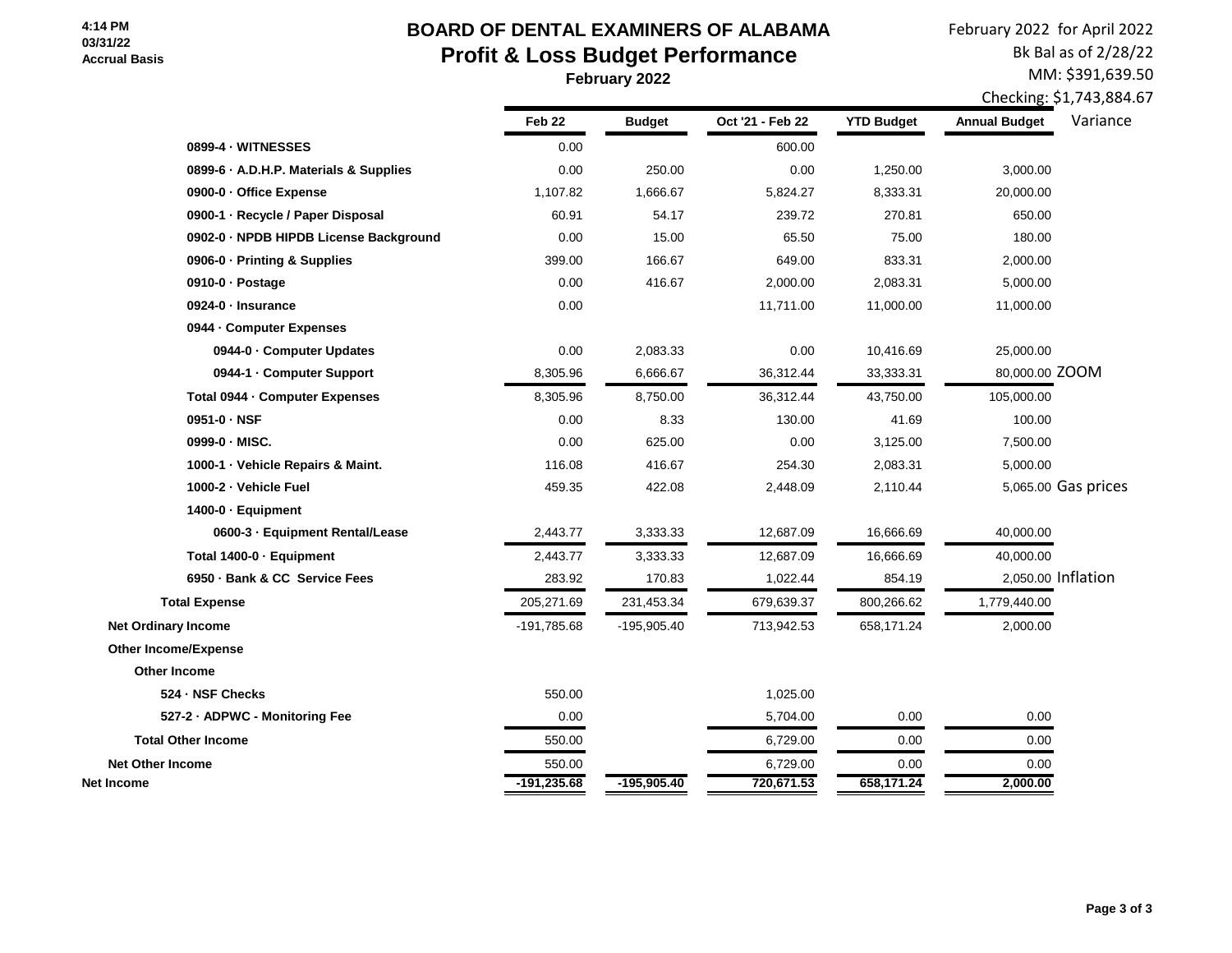4:14 PM
03/31/22
Accrual Basis

# BOARD OF DENTAL EXAMINERS OF ALABAMA

## Profit & Loss Budget Performance

**February 2022**

February 2022 for April 2022
Bk Bal as of 2/28/22
MM: $391,639.50
Checking: $1,743,884.67

| | Feb 22 | Budget | Oct '21 - Feb 22 | YTD Budget | Annual Budget | Variance |
|---|---|---|---|---|---|---|
| 0899-4 · WITNESSES | 0.00 | | 600.00 | | | |
| 0899-6 · A.D.H.P. Materials & Supplies | 0.00 | 250.00 | 0.00 | 1,250.00 | 3,000.00 | |
| 0900-0 · Office Expense | 1,107.82 | 1,666.67 | 5,824.27 | 8,333.31 | 20,000.00 | |
| 0900-1 · Recycle / Paper Disposal | 60.91 | 54.17 | 239.72 | 270.81 | 650.00 | |
| 0902-0 · NPDB HIPDB License Background | 0.00 | 15.00 | 65.50 | 75.00 | 180.00 | |
| 0906-0 · Printing & Supplies | 399.00 | 166.67 | 649.00 | 833.31 | 2,000.00 | |
| 0910-0 · Postage | 0.00 | 416.67 | 2,000.00 | 2,083.31 | 5,000.00 | |
| 0924-0 · Insurance | 0.00 | | 11,711.00 | 11,000.00 | 11,000.00 | |
| 0944 · Computer Expenses | | | | | | |
| 0944-0 · Computer Updates | 0.00 | 2,083.33 | 0.00 | 10,416.69 | 25,000.00 | |
| 0944-1 · Computer Support | 8,305.96 | 6,666.67 | 36,312.44 | 33,333.31 | 80,000.00 | ZOOM |
| Total 0944 · Computer Expenses | 8,305.96 | 8,750.00 | 36,312.44 | 43,750.00 | 105,000.00 | |
| 0951-0 · NSF | 0.00 | 8.33 | 130.00 | 41.69 | 100.00 | |
| 0999-0 · MISC. | 0.00 | 625.00 | 0.00 | 3,125.00 | 7,500.00 | |
| 1000-1 · Vehicle Repairs & Maint. | 116.08 | 416.67 | 254.30 | 2,083.31 | 5,000.00 | |
| 1000-2 · Vehicle Fuel | 459.35 | 422.08 | 2,448.09 | 2,110.44 | 5,065.00 | Gas prices |
| 1400-0 · Equipment | | | | | | |
| 0600-3 · Equipment Rental/Lease | 2,443.77 | 3,333.33 | 12,687.09 | 16,666.69 | 40,000.00 | |
| Total 1400-0 · Equipment | 2,443.77 | 3,333.33 | 12,687.09 | 16,666.69 | 40,000.00 | |
| 6950 · Bank & CC Service Fees | 283.92 | 170.83 | 1,022.44 | 854.19 | 2,050.00 | Inflation |
| Total Expense | 205,271.69 | 231,453.34 | 679,639.37 | 800,266.62 | 1,779,440.00 | |
| Net Ordinary Income | -191,785.68 | -195,905.40 | 713,942.53 | 658,171.24 | 2,000.00 | |
| Other Income/Expense | | | | | | |
| Other Income | | | | | | |
| 524 · NSF Checks | 550.00 | | 1,025.00 | | | |
| 527-2 · ADPWC - Monitoring Fee | 0.00 | | 5,704.00 | 0.00 | 0.00 | |
| Total Other Income | 550.00 | | 6,729.00 | 0.00 | 0.00 | |
| Net Other Income | 550.00 | | 6,729.00 | 0.00 | 0.00 | |
| Net Income | -191,235.68 | -195,905.40 | 720,671.53 | 658,171.24 | 2,000.00 | |